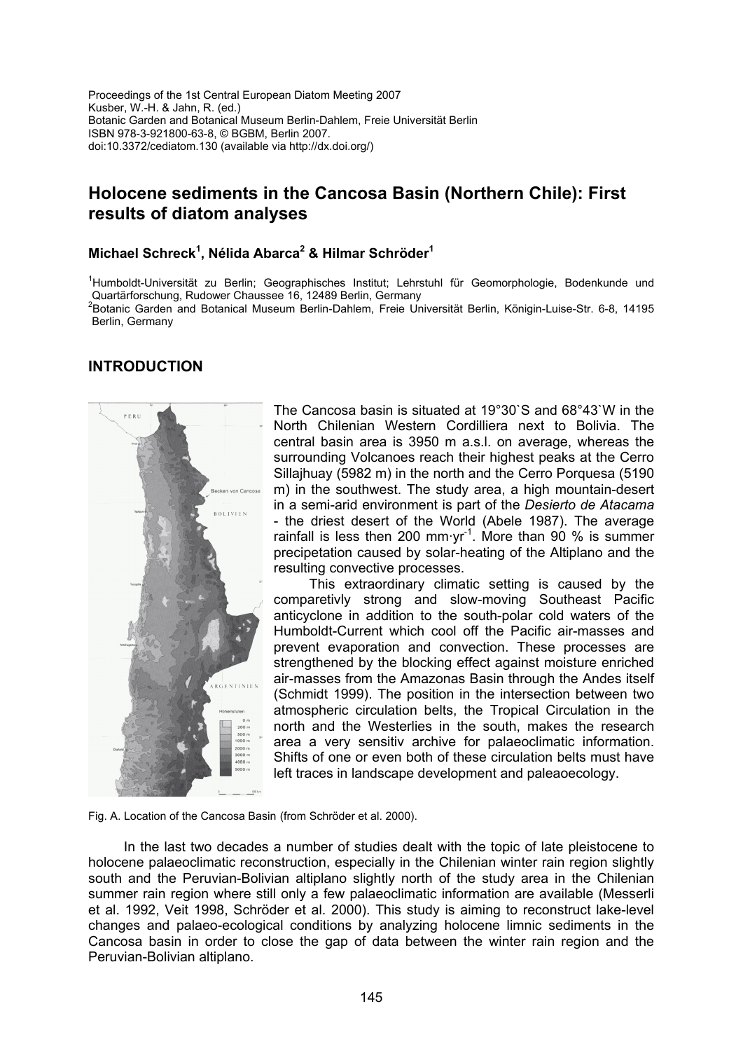Proceedings of the 1st Central European Diatom Meeting 2007
Kusber, W.-H. & Jahn, R. (ed.)
Botanic Garden and Botanical Museum Berlin-Dahlem, Freie Universität Berlin
ISBN 978-3-921800-63-8, © BGBM, Berlin 2007.
doi:10.3372/cediatom.130 (available via http://dx.doi.org/)

# Holocene sediments in the Cancosa Basin (Northern Chile): First results of diatom analyses

**Michael Schreck[1], Nélida Abarca[2] & Hilmar Schröder[1]**

[1]Humboldt-Universität zu Berlin; Geographisches Institut; Lehrstuhl für Geomorphologie, Bodenkunde und Quartärforschung, Rudower Chaussee 16, 12489 Berlin, Germany
[2]Botanic Garden and Botanical Museum Berlin-Dahlem, Freie Universität Berlin, Königin-Luise-Str. 6-8, 14195 Berlin, Germany

## INTRODUCTION

The Cancosa basin is situated at 19°30`S and 68°43`W in the North Chilenian Western Cordilliera next to Bolivia. The central basin area is 3950 m a.s.l. on average, whereas the surrounding Volcanoes reach their highest peaks at the Cerro Sillajhuay (5982 m) in the north and the Cerro Porquesa (5190 m) in the southwest. The study area, a high mountain-desert in a semi-arid environment is part of the *Desierto de Atacama* - the driest desert of the World (Abele 1987). The average rainfall is less then 200 mm·yr$^{-1}$. More than 90 % is summer precepitation caused by solar-heating of the Altiplano and the resulting convective processes.

This extraordinary climatic setting is caused by the comparetivly strong and slow-moving Southeast Pacific anticyclone in addition to the south-polar cold waters of the Humboldt-Current which cool off the Pacific air-masses and prevent evaporation and convection. These processes are strengthened by the blocking effect against moisture enriched air-masses from the Amazonas Basin through the Andes itself (Schmidt 1999). The position in the intersection between two atmospheric circulation belts, the Tropical Circulation in the north and the Westerlies in the south, makes the research area a very sensitiv archive for palaeoclimatic information. Shifts of one or even both of these circulation belts must have left traces in landscape development and paleaoecology.

Fig. A. Location of the Cancosa Basin (from Schröder et al. 2000).

In the last two decades a number of studies dealt with the topic of late pleistocene to holocene palaeoclimatic reconstruction, especially in the Chilenian winter rain region slightly south and the Peruvian-Bolivian altiplano slightly north of the study area in the Chilenian summer rain region where still only a few palaeoclimatic information are available (Messerli et al. 1992, Veit 1998, Schröder et al. 2000). This study is aiming to reconstruct lake-level changes and palaeo-ecological conditions by analyzing holocene limnic sediments in the Cancosa basin in order to close the gap of data between the winter rain region and the Peruvian-Bolivian altiplano.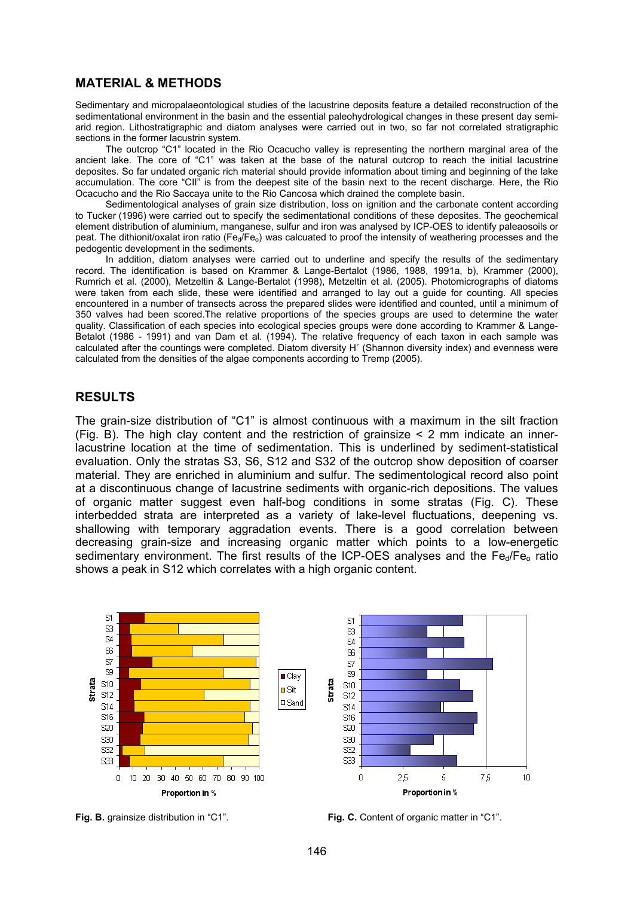## MATERIAL & METHODS

Sedimentary and micropalaeontological studies of the lacustrine deposits feature a detailed reconstruction of the sedimentational environment in the basin and the essential paleohydrological changes in these present day semi-arid region. Lithostratigraphic and diatom analyses were carried out in two, so far not correlated stratigraphic sections in the former lacustrin system.

The outcrop "C1" located in the Rio Ocacucho valley is representing the northern marginal area of the ancient lake. The core of "C1" was taken at the base of the natural outcrop to reach the initial lacustrine deposites. So far undated organic rich material should provide information about timing and beginning of the lake accumulation. The core "CII" is from the deepest site of the basin next to the recent discharge. Here, the Rio Ocacucho and the Rio Saccaya unite to the Rio Cancosa which drained the complete basin.

Sedimentological analyses of grain size distribution, loss on ignition and the carbonate content according to Tucker (1996) were carried out to specify the sedimentational conditions of these deposites. The geochemical element distribution of aluminium, manganese, sulfur and iron was analysed by ICP-OES to identify paleaosoils or peat. The dithionit/oxalat iron ratio ($Fe_d/Fe_o$) was calcuated to proof the intensity of weathering processes and the pedogentic development in the sediments.

In addition, diatom analyses were carried out to underline and specify the results of the sedimentary record. The identification is based on Krammer & Lange-Bertalot (1986, 1988, 1991a, b), Krammer (2000), Rumrich et al. (2000), Metzeltin & Lange-Bertalot (1998), Metzeltin et al. (2005). Photomicrographs of diatoms were taken from each slide, these were identified and arranged to lay out a guide for counting. All species encountered in a number of transects across the prepared slides were identified and counted, until a minimum of 350 valves had been scored.The relative proportions of the species groups are used to determine the water quality. Classification of each species into ecological species groups were done according to Krammer & Lange-Betalot (1986 - 1991) and van Dam et al. (1994). The relative frequency of each taxon in each sample was calculated after the countings were completed. Diatom diversity H´ (Shannon diversity index) and evenness were calculated from the densities of the algae components according to Tremp (2005).

## RESULTS

The grain-size distribution of "C1" is almost continuous with a maximum in the silt fraction (Fig. B). The high clay content and the restriction of grainsize < 2 mm indicate an inner-lacustrine location at the time of sedimentation. This is underlined by sediment-statistical evaluation. Only the stratas S3, S6, S12 and S32 of the outcrop show deposition of coarser material. They are enriched in aluminium and sulfur. The sedimentological record also point at a discontinuous change of lacustrine sediments with organic-rich depositions. The values of organic matter suggest even half-bog conditions in some stratas (Fig. C). These interbedded strata are interpreted as a variety of lake-level fluctuations, deepening vs. shallowing with temporary aggradation events. There is a good correlation between decreasing grain-size and increasing organic matter which points to a low-energetic sedimentary environment. The first results of the ICP-OES analyses and the $Fe_d/Fe_o$ ratio shows a peak in S12 which correlates with a high organic content.

**Fig. B.** grainsize distribution in "C1".

**Fig. C.** Content of organic matter in "C1".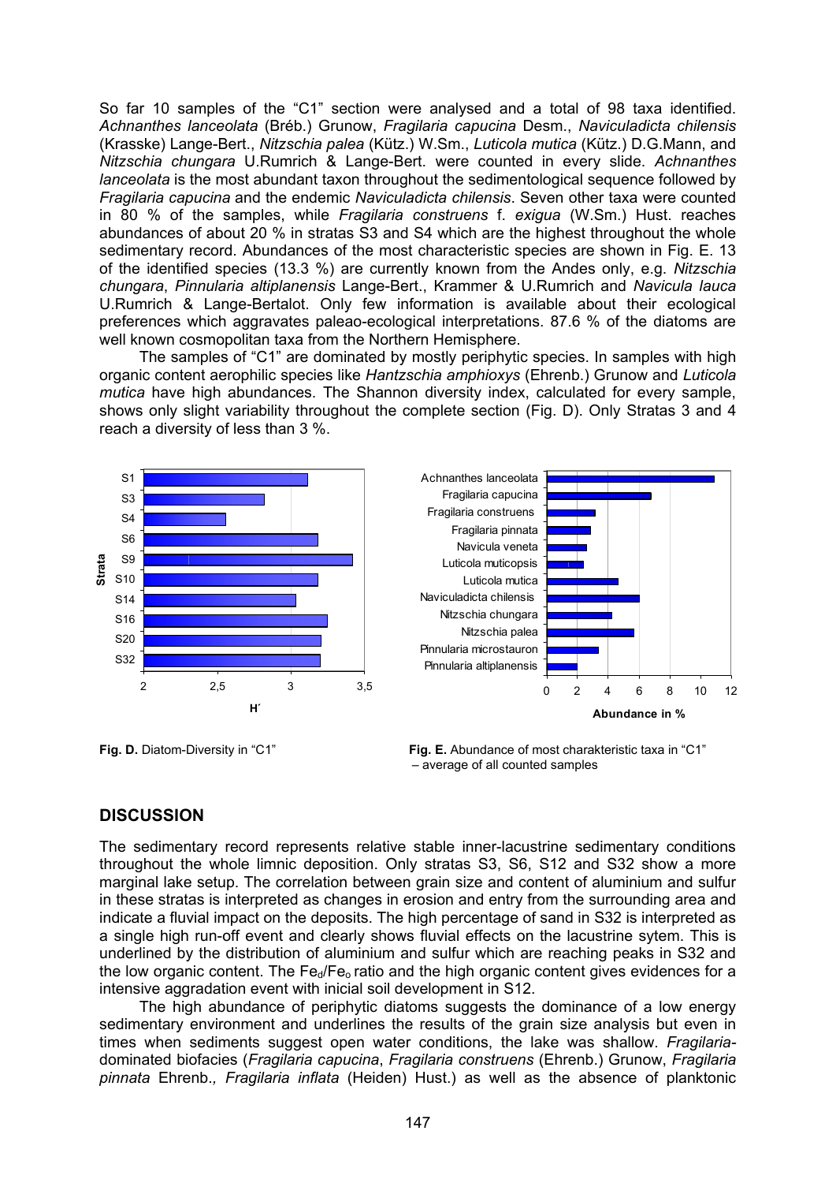So far 10 samples of the "C1" section were analysed and a total of 98 taxa identified. *Achnanthes lanceolata* (Bréb.) Grunow, *Fragilaria capucina* Desm., *Naviculadicta chilensis* (Krasske) Lange-Bert., *Nitzschia palea* (Kütz.) W.Sm., *Luticola mutica* (Kütz.) D.G.Mann, and *Nitzschia chungara* U.Rumrich & Lange-Bert. were counted in every slide. *Achnanthes lanceolata* is the most abundant taxon throughout the sedimentological sequence followed by *Fragilaria capucina* and the endemic *Naviculadicta chilensis*. Seven other taxa were counted in 80 % of the samples, while *Fragilaria construens* f. *exigua* (W.Sm.) Hust. reaches abundances of about 20 % in stratas S3 and S4 which are the highest throughout the whole sedimentary record. Abundances of the most characteristic species are shown in Fig. E. 13 of the identified species (13.3 %) are currently known from the Andes only, e.g. *Nitzschia chungara*, *Pinnularia altiplanensis* Lange-Bert., Krammer & U.Rumrich and *Navicula lauca* U.Rumrich & Lange-Bertalot. Only few information is available about their ecological preferences which aggravates paleao-ecological interpretations. 87.6 % of the diatoms are well known cosmopolitan taxa from the Northern Hemisphere.

The samples of "C1" are dominated by mostly periphytic species. In samples with high organic content aerophilic species like *Hantzschia amphioxys* (Ehrenb.) Grunow and *Luticola mutica* have high abundances. The Shannon diversity index, calculated for every sample, shows only slight variability throughout the complete section (Fig. D). Only Stratas 3 and 4 reach a diversity of less than 3 %.

**Fig. D.** Diatom-Diversity in "C1"

**Fig. E.** Abundance of most charakteristic taxa in "C1" – average of all counted samples

## DISCUSSION

The sedimentary record represents relative stable inner-lacustrine sedimentary conditions throughout the whole limnic deposition. Only stratas S3, S6, S12 and S32 show a more marginal lake setup. The correlation between grain size and content of aluminium and sulfur in these stratas is interpreted as changes in erosion and entry from the surrounding area and indicate a fluvial impact on the deposits. The high percentage of sand in S32 is interpreted as a single high run-off event and clearly shows fluvial effects on the lacustrine sytem. This is underlined by the distribution of aluminium and sulfur which are reaching peaks in S32 and the low organic content. The $Fe_d/Fe_o$ ratio and the high organic content gives evidences for a intensive aggradation event with inicial soil development in S12.

The high abundance of periphytic diatoms suggests the dominance of a low energy sedimentary environment and underlines the results of the grain size analysis but even in times when sediments suggest open water conditions, the lake was shallow. *Fragilaria*-dominated biofacies (*Fragilaria capucina*, *Fragilaria construens* (Ehrenb.) Grunow, *Fragilaria pinnata* Ehrenb.*, Fragilaria inflata* (Heiden) Hust.) as well as the absence of planktonic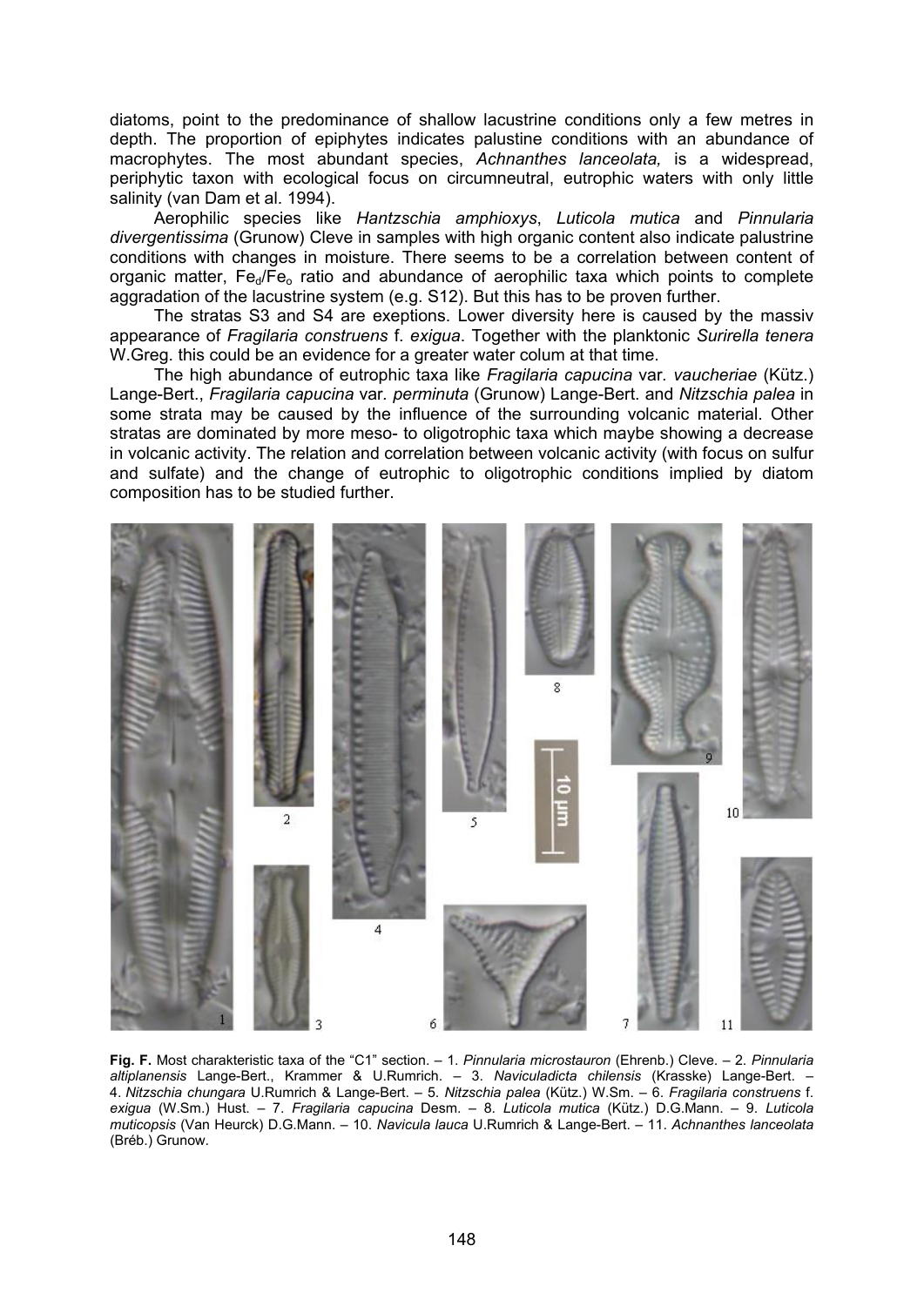diatoms, point to the predominance of shallow lacustrine conditions only a few metres in depth. The proportion of epiphytes indicates palustine conditions with an abundance of macrophytes. The most abundant species, *Achnanthes lanceolata,* is a widespread, periphytic taxon with ecological focus on circumneutral, eutrophic waters with only little salinity (van Dam et al. 1994).

Aerophilic species like *Hantzschia amphioxys*, *Luticola mutica* and *Pinnularia divergentissima* (Grunow) Cleve in samples with high organic content also indicate palustrine conditions with changes in moisture. There seems to be a correlation between content of organic matter, $Fe_d/Fe_o$ ratio and abundance of aerophilic taxa which points to complete aggradation of the lacustrine system (e.g. S12). But this has to be proven further.

The stratas S3 and S4 are exeptions. Lower diversity here is caused by the massiv appearance of *Fragilaria construens* f. *exigua*. Together with the planktonic *Surirella tenera* W.Greg. this could be an evidence for a greater water colum at that time.

The high abundance of eutrophic taxa like *Fragilaria capucina* var. *vaucheriae* (Kütz.) Lange-Bert., *Fragilaria capucina* var. *perminuta* (Grunow) Lange-Bert. and *Nitzschia palea* in some strata may be caused by the influence of the surrounding volcanic material. Other stratas are dominated by more meso- to oligotrophic taxa which maybe showing a decrease in volcanic activity. The relation and correlation between volcanic activity (with focus on sulfur and sulfate) and the change of eutrophic to oligotrophic conditions implied by diatom composition has to be studied further.

**Fig. F.** Most charakteristic taxa of the "C1" section. – 1. *Pinnularia microstauron* (Ehrenb.) Cleve. – 2. *Pinnularia altiplanensis* Lange-Bert., Krammer & U.Rumrich. – 3. *Naviculadicta chilensis* (Krasske) Lange-Bert. – 4. *Nitzschia chungara* U.Rumrich & Lange-Bert. – 5. *Nitzschia palea* (Kütz.) W.Sm. – 6. *Fragilaria construens* f. *exigua* (W.Sm.) Hust. – 7. *Fragilaria capucina* Desm. – 8. *Luticola mutica* (Kütz.) D.G.Mann. – 9. *Luticola muticopsis* (Van Heurck) D.G.Mann. – 10. *Navicula lauca* U.Rumrich & Lange-Bert. – 11. *Achnanthes lanceolata* (Bréb.) Grunow.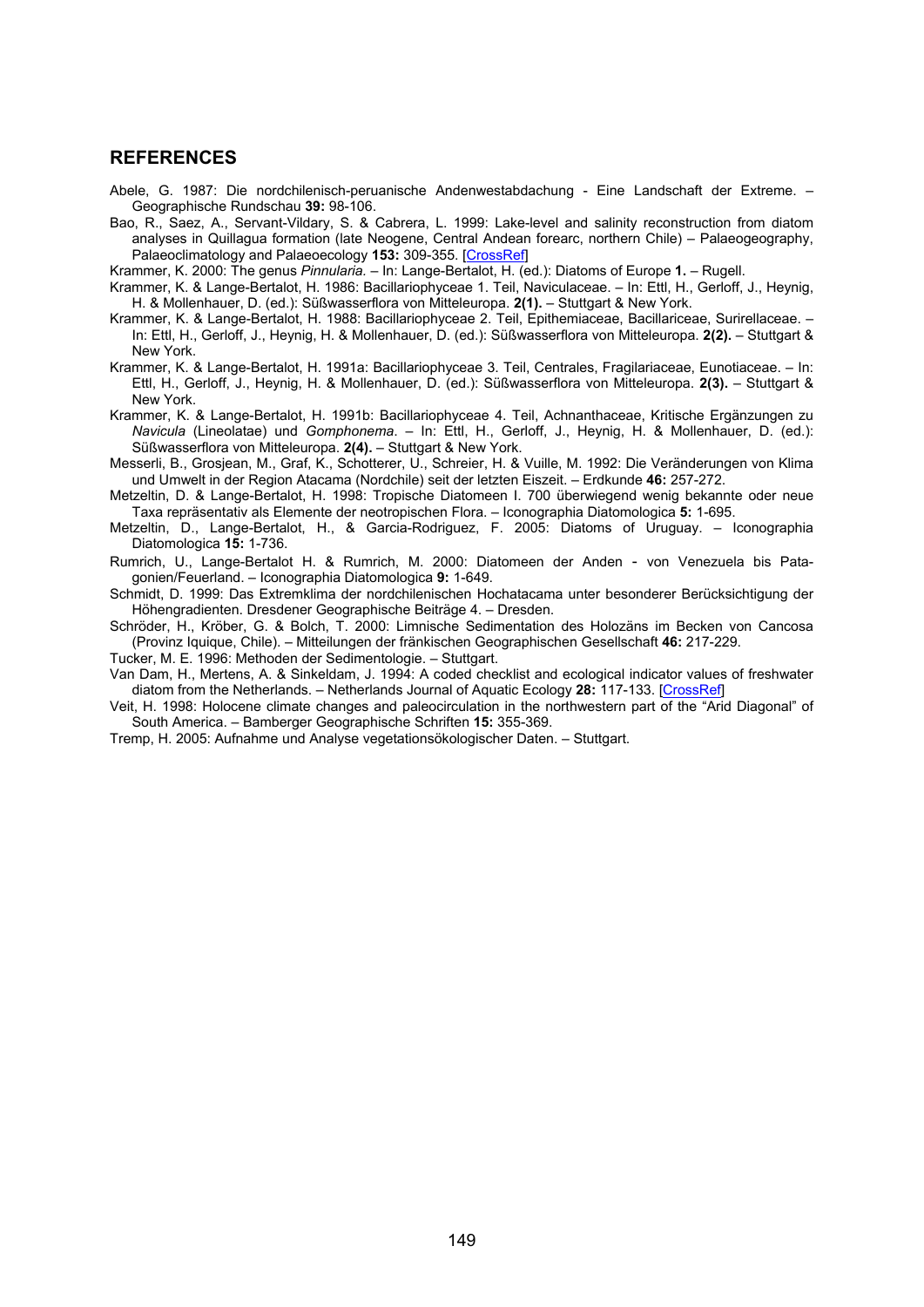## REFERENCES

Abele, G. 1987: Die nordchilenisch-peruanische Andenwestabdachung - Eine Landschaft der Extreme. – Geographische Rundschau **39:** 98-106.

Bao, R., Saez, A., Servant-Vildary, S. & Cabrera, L. 1999: Lake-level and salinity reconstruction from diatom analyses in Quillagua formation (late Neogene, Central Andean forearc, northern Chile) – Palaeogeography, Palaeoclimatology and Palaeoecology **153:** 309-355. [CrossRef]

Krammer, K. 2000: The genus *Pinnularia.* – In: Lange-Bertalot, H. (ed.): Diatoms of Europe **1.** – Rugell.

Krammer, K. & Lange-Bertalot, H. 1986: Bacillariophyceae 1. Teil, Naviculaceae. – In: Ettl, H., Gerloff, J., Heynig, H. & Mollenhauer, D. (ed.): Süßwasserflora von Mitteleuropa. **2(1).** – Stuttgart & New York.

Krammer, K. & Lange-Bertalot, H. 1988: Bacillariophyceae 2. Teil, Epithemiaceae, Bacillariceae, Surirellaceae. – In: Ettl, H., Gerloff, J., Heynig, H. & Mollenhauer, D. (ed.): Süßwasserflora von Mitteleuropa. **2(2).** – Stuttgart & New York.

Krammer, K. & Lange-Bertalot, H. 1991a: Bacillariophyceae 3. Teil, Centrales, Fragilariaceae, Eunotiaceae. – In: Ettl, H., Gerloff, J., Heynig, H. & Mollenhauer, D. (ed.): Süßwasserflora von Mitteleuropa. **2(3).** – Stuttgart & New York.

Krammer, K. & Lange-Bertalot, H. 1991b: Bacillariophyceae 4. Teil, Achnanthaceae, Kritische Ergänzungen zu *Navicula* (Lineolatae) und *Gomphonema.* – In: Ettl, H., Gerloff, J., Heynig, H. & Mollenhauer, D. (ed.): Süßwasserflora von Mitteleuropa. **2(4).** – Stuttgart & New York.

Messerli, B., Grosjean, M., Graf, K., Schotterer, U., Schreier, H. & Vuille, M. 1992: Die Veränderungen von Klima und Umwelt in der Region Atacama (Nordchile) seit der letzten Eiszeit. – Erdkunde **46:** 257-272.

Metzeltin, D. & Lange-Bertalot, H. 1998: Tropische Diatomeen I. 700 überwiegend wenig bekannte oder neue Taxa repräsentativ als Elemente der neotropischen Flora. – Iconographia Diatomologica **5:** 1-695.

Metzeltin, D., Lange-Bertalot, H., & Garcia-Rodriguez, F. 2005: Diatoms of Uruguay. – Iconographia Diatomologica **15:** 1-736.

Rumrich, U., Lange-Bertalot H. & Rumrich, M. 2000: Diatomeen der Anden - von Venezuela bis Patagonien/Feuerland. – Iconographia Diatomologica **9:** 1-649.

Schmidt, D. 1999: Das Extremklima der nordchilenischen Hochatacama unter besonderer Berücksichtigung der Höhengradienten. Dresdener Geographische Beiträge 4. – Dresden.

Schröder, H., Kröber, G. & Bolch, T. 2000: Limnische Sedimentation des Holozäns im Becken von Cancosa (Provinz Iquique, Chile). – Mitteilungen der fränkischen Geographischen Gesellschaft **46:** 217-229.

Tucker, M. E. 1996: Methoden der Sedimentologie. – Stuttgart.

Van Dam, H., Mertens, A. & Sinkeldam, J. 1994: A coded checklist and ecological indicator values of freshwater diatom from the Netherlands. – Netherlands Journal of Aquatic Ecology **28:** 117-133. [CrossRef]

Veit, H. 1998: Holocene climate changes and paleocirculation in the northwestern part of the "Arid Diagonal" of South America. – Bamberger Geographische Schriften **15:** 355-369.

Tremp, H. 2005: Aufnahme und Analyse vegetationsökologischer Daten. – Stuttgart.